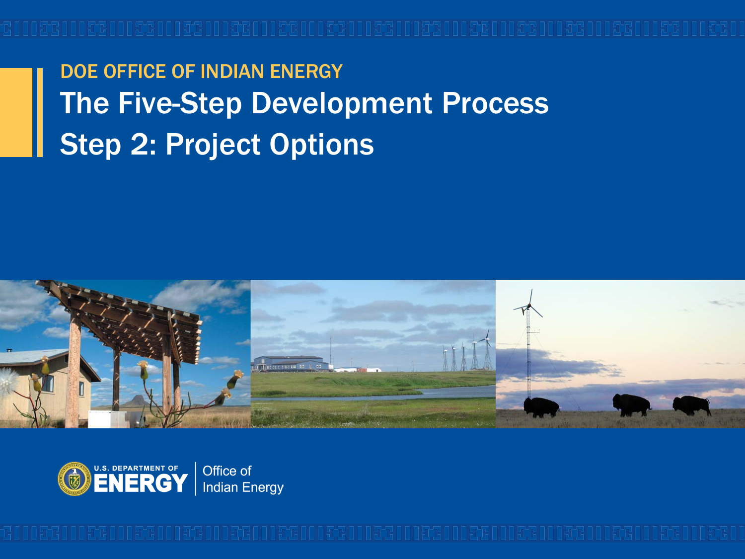DOE OFFICE OF INDIAN ENERGY

# The Five-Step Development Process

# Step 2: Project Options

U.S. DEPARTMENT OF ENERGY | Office of Indian Energy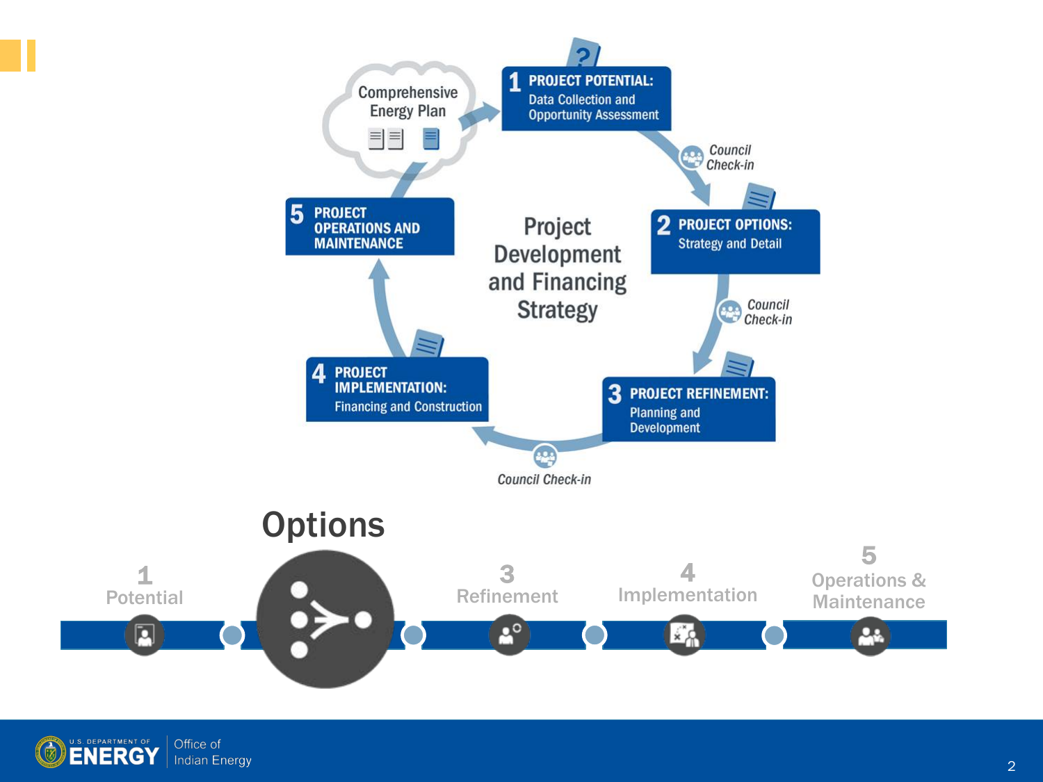Comprehensive Energy Plan

**1 PROJECT POTENTIAL:** Data Collection and Opportunity Assessment

*Council Check-in*

**2 PROJECT OPTIONS:** Strategy and Detail

*Council Check-in*

**3 PROJECT REFINEMENT:** Planning and Development

*Council Check-in*

**4 PROJECT IMPLEMENTATION:** Financing and Construction

**5 PROJECT OPERATIONS AND MAINTENANCE**

Project Development and Financing Strategy

## Options

1 Potential

3 Refinement

4 Implementation

5 Operations & Maintenance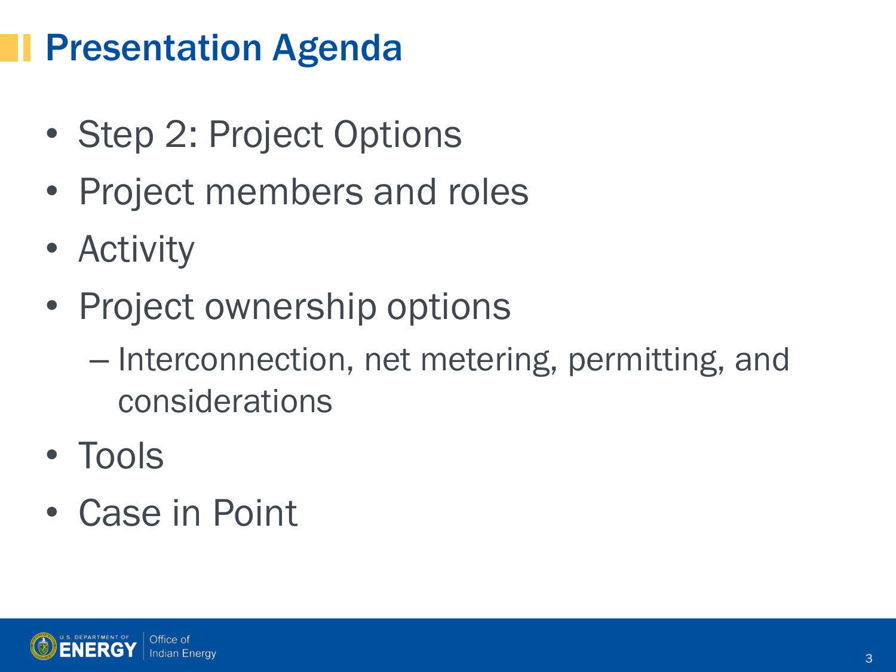# Presentation Agenda

- Step 2: Project Options
- Project members and roles
- Activity
- Project ownership options
  - Interconnection, net metering, permitting, and considerations
- Tools
- Case in Point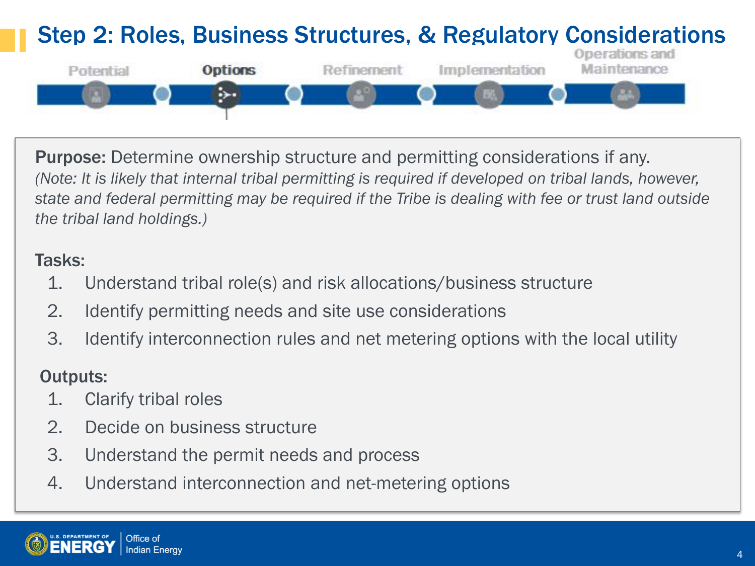# Step 2: Roles, Business Structures, & Regulatory Considerations

Potential | **Options** | Refinement | Implementation | Operations and Maintenance

**Purpose:** Determine ownership structure and permitting considerations if any.
*(Note: It is likely that internal tribal permitting is required if developed on tribal lands, however, state and federal permitting may be required if the Tribe is dealing with fee or trust land outside the tribal land holdings.)*

**Tasks:**

1. Understand tribal role(s) and risk allocations/business structure
2. Identify permitting needs and site use considerations
3. Identify interconnection rules and net metering options with the local utility

**Outputs:**

1. Clarify tribal roles
2. Decide on business structure
3. Understand the permit needs and process
4. Understand interconnection and net-metering options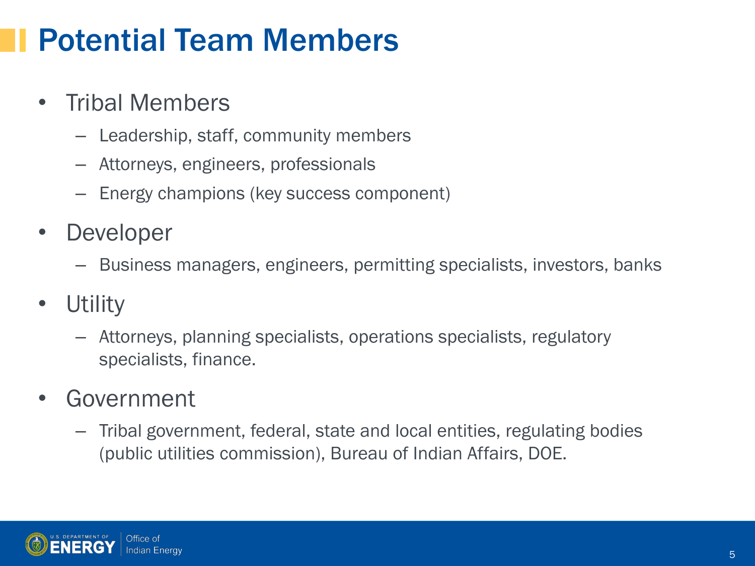# Potential Team Members

- Tribal Members
  - Leadership, staff, community members
  - Attorneys, engineers, professionals
  - Energy champions (key success component)
- Developer
  - Business managers, engineers, permitting specialists, investors, banks
- Utility
  - Attorneys, planning specialists, operations specialists, regulatory specialists, finance.
- Government
  - Tribal government, federal, state and local entities, regulating bodies (public utilities commission), Bureau of Indian Affairs, DOE.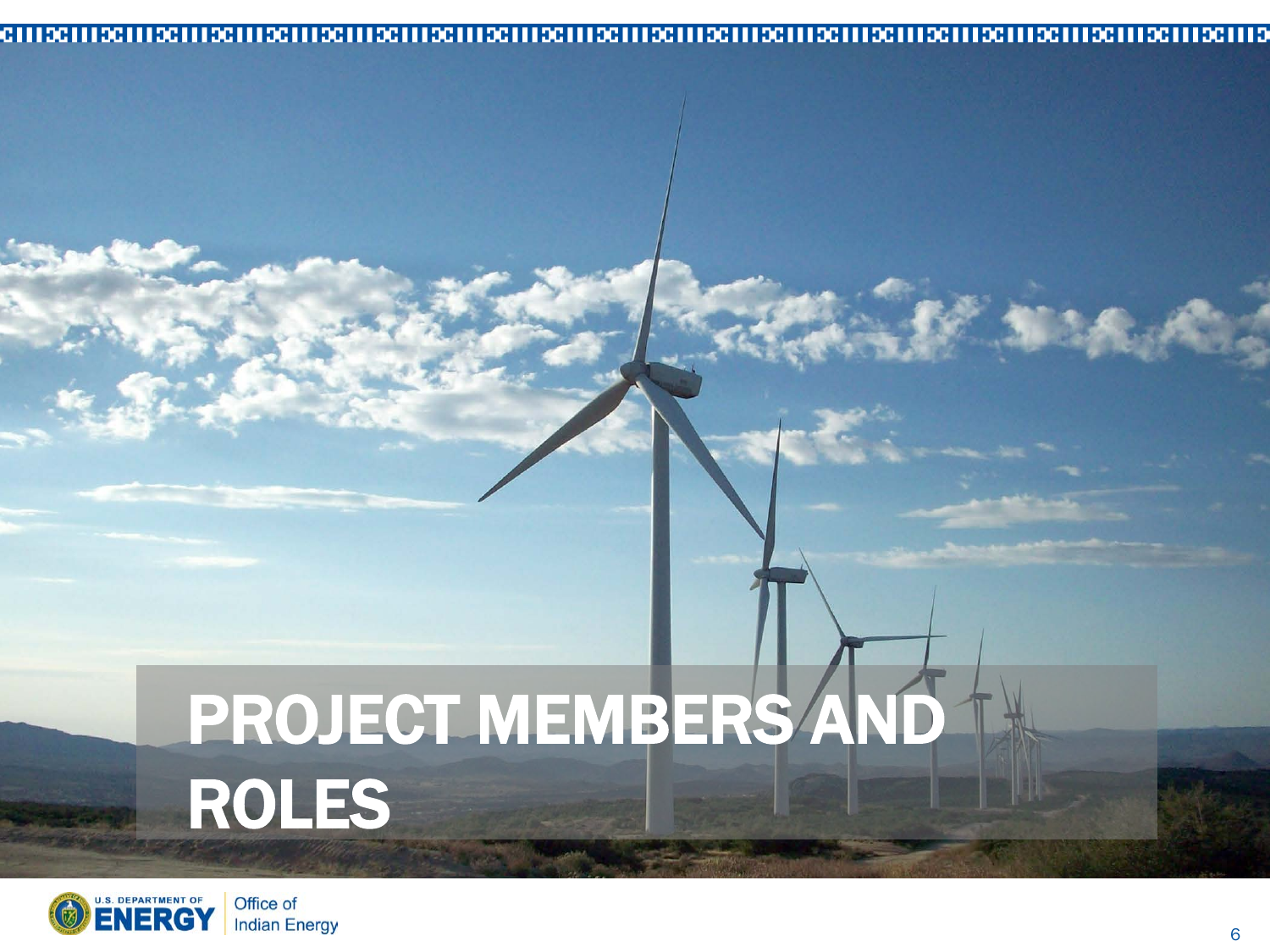# PROJECT MEMBERS AND ROLES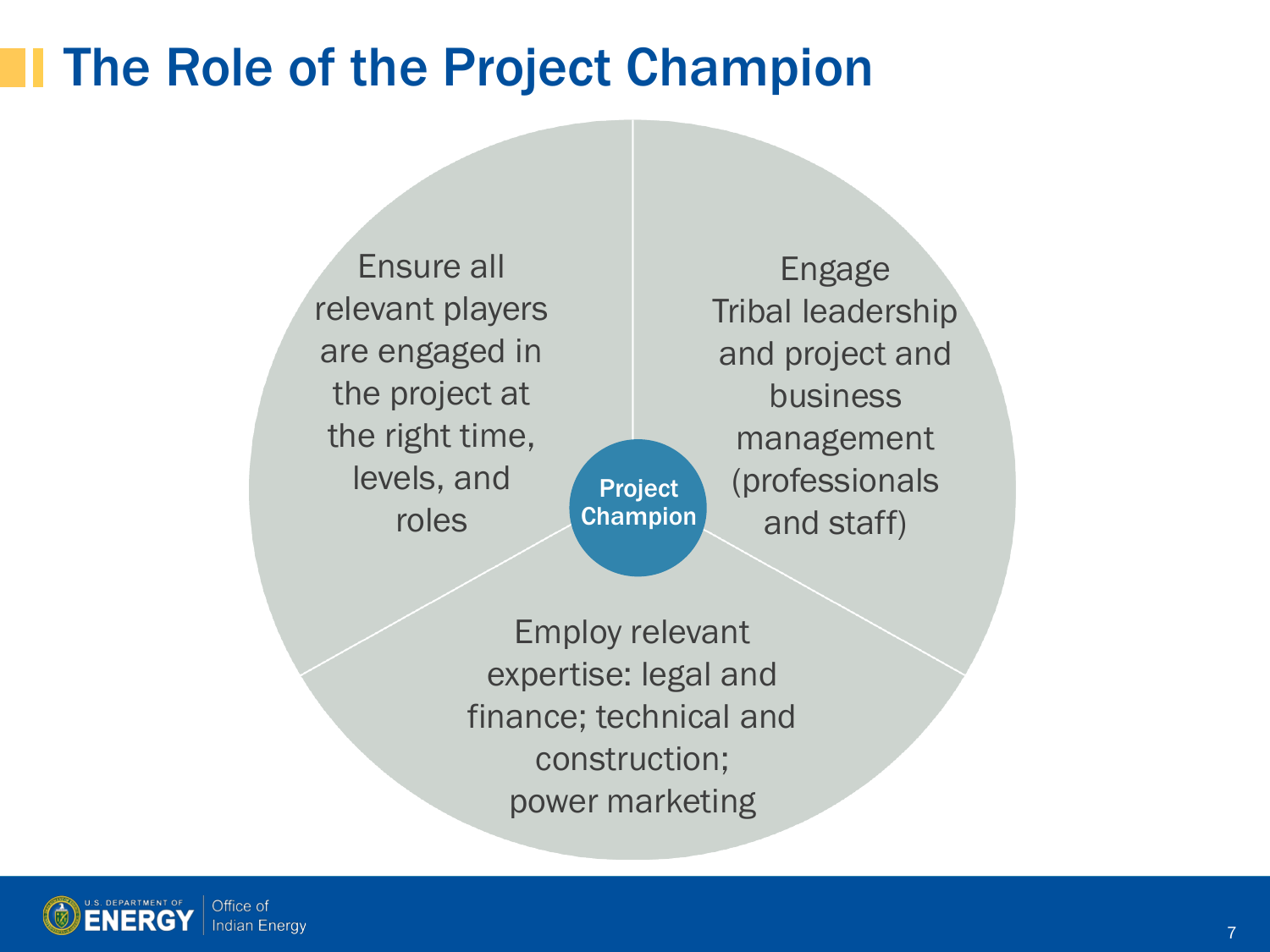# The Role of the Project Champion

**Project Champion**

- Ensure all relevant players are engaged in the project at the right time, levels, and roles
- Engage Tribal leadership and project and business management (professionals and staff)
- Employ relevant expertise: legal and finance; technical and construction; power marketing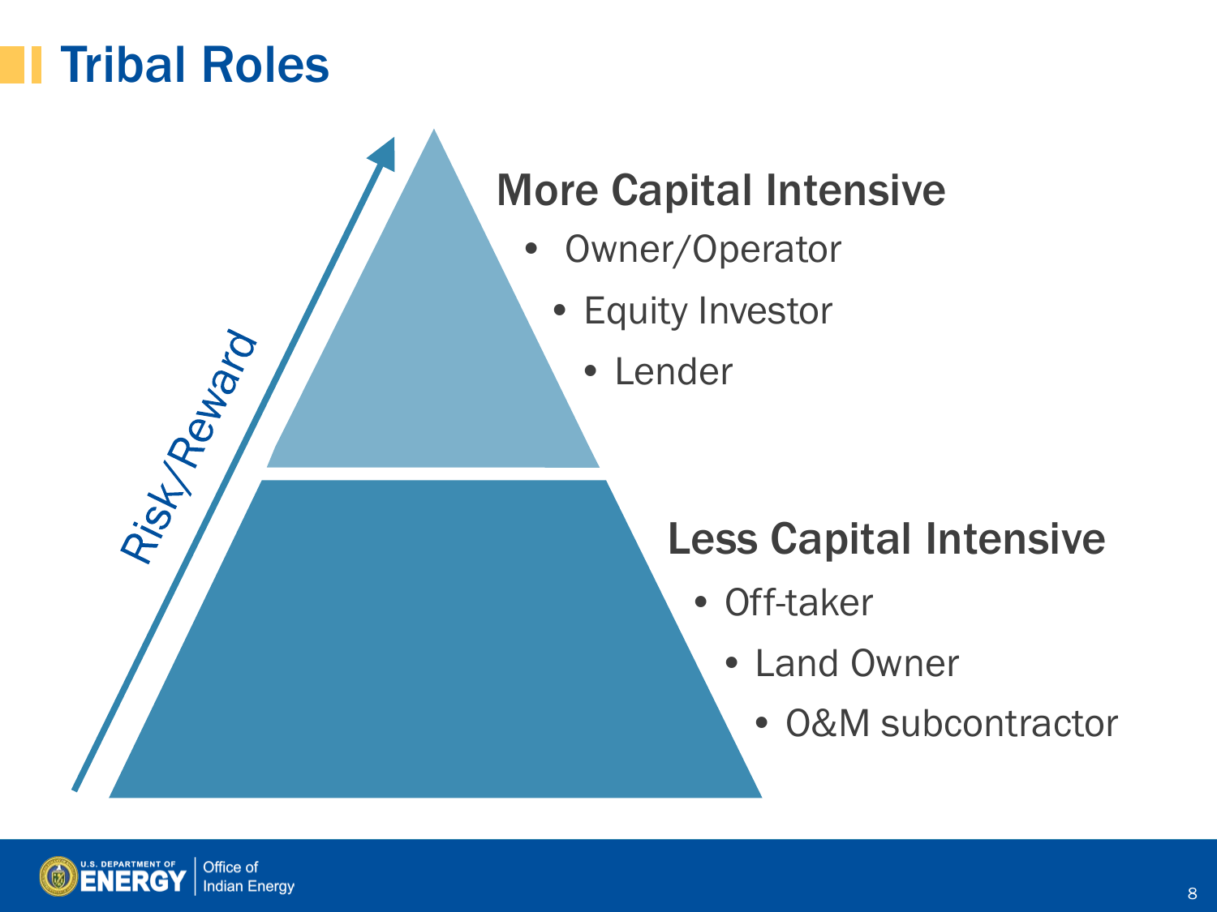# Tribal Roles

Risk/Reward

## More Capital Intensive

- Owner/Operator
- Equity Investor
- Lender

## Less Capital Intensive

- Off-taker
- Land Owner
- O&M subcontractor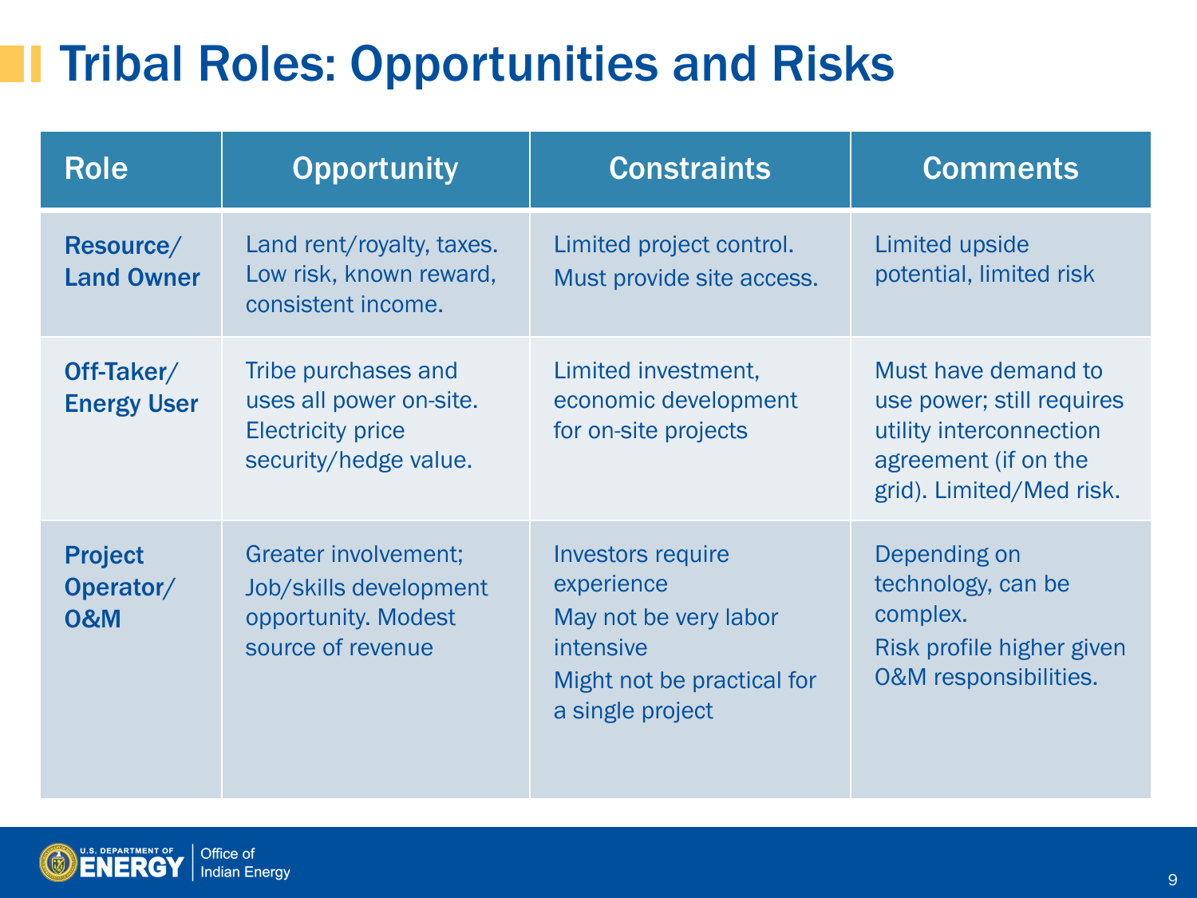# Tribal Roles: Opportunities and Risks

| Role | Opportunity | Constraints | Comments |
|---|---|---|---|
| **Resource/ Land Owner** | Land rent/royalty, taxes. Low risk, known reward, consistent income. | Limited project control. Must provide site access. | Limited upside potential, limited risk |
| **Off-Taker/ Energy User** | Tribe purchases and uses all power on-site. Electricity price security/hedge value. | Limited investment, economic development for on-site projects | Must have demand to use power; still requires utility interconnection agreement (if on the grid). Limited/Med risk. |
| **Project Operator/ O&M** | Greater involvement; Job/skills development opportunity. Modest source of revenue | Investors require experience<br>May not be very labor intensive<br>Might not be practical for a single project | Depending on technology, can be complex.<br>Risk profile higher given O&M responsibilities. |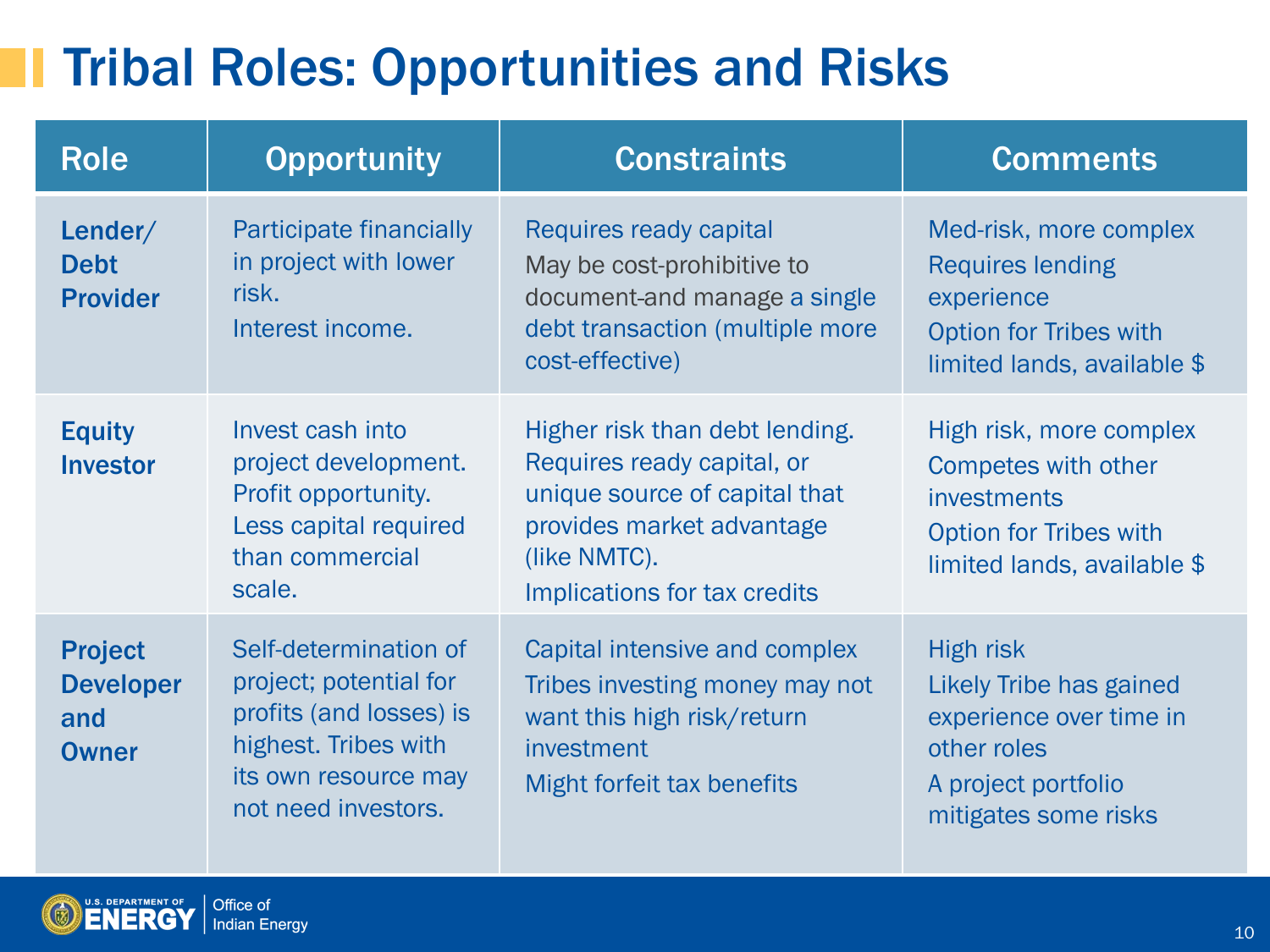# Tribal Roles: Opportunities and Risks

| Role | Opportunity | Constraints | Comments |
|---|---|---|---|
| **Lender/ Debt Provider** | Participate financially in project with lower risk.<br>Interest income. | Requires ready capital<br>May be cost-prohibitive to document and manage a single debt transaction (multiple more cost-effective) | Med-risk, more complex<br>Requires lending experience<br>Option for Tribes with limited lands, available $ |
| **Equity Investor** | Invest cash into project development. Profit opportunity. Less capital required than commercial scale. | Higher risk than debt lending. Requires ready capital, or unique source of capital that provides market advantage (like NMTC).<br>Implications for tax credits | High risk, more complex<br>Competes with other investments<br>Option for Tribes with limited lands, available $ |
| **Project Developer and Owner** | Self-determination of project; potential for profits (and losses) is highest. Tribes with its own resource may not need investors. | Capital intensive and complex<br>Tribes investing money may not want this high risk/return investment<br>Might forfeit tax benefits | High risk<br>Likely Tribe has gained experience over time in other roles<br>A project portfolio mitigates some risks |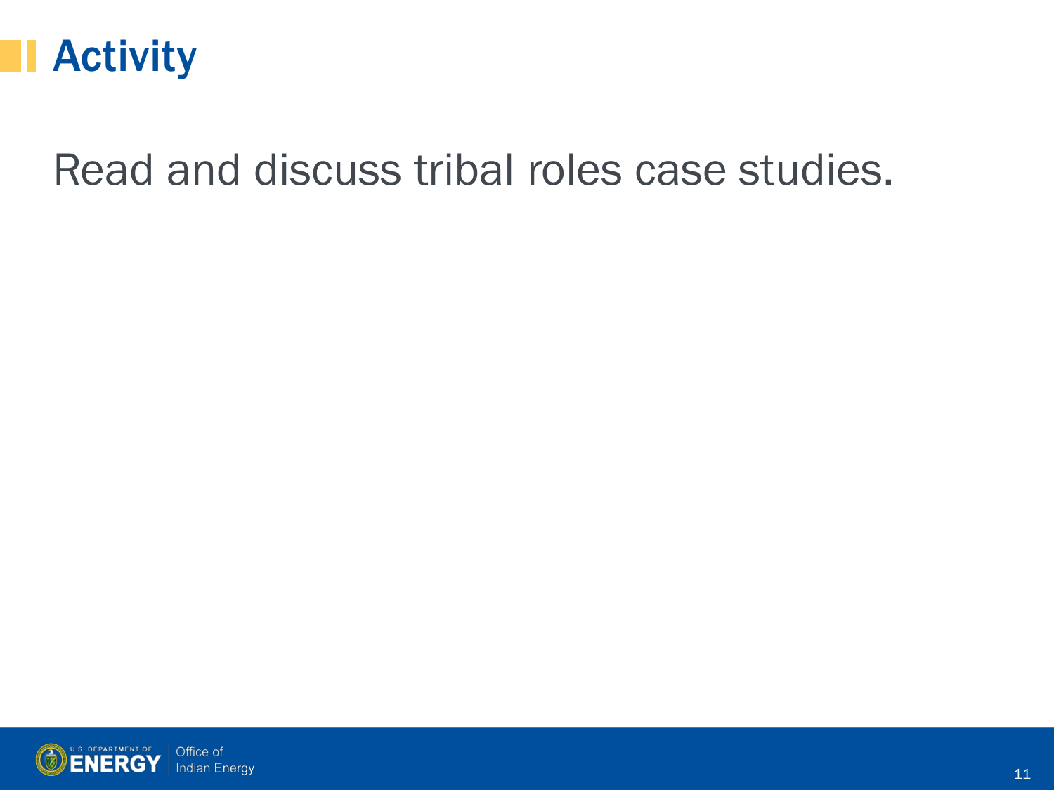# Activity

Read and discuss tribal roles case studies.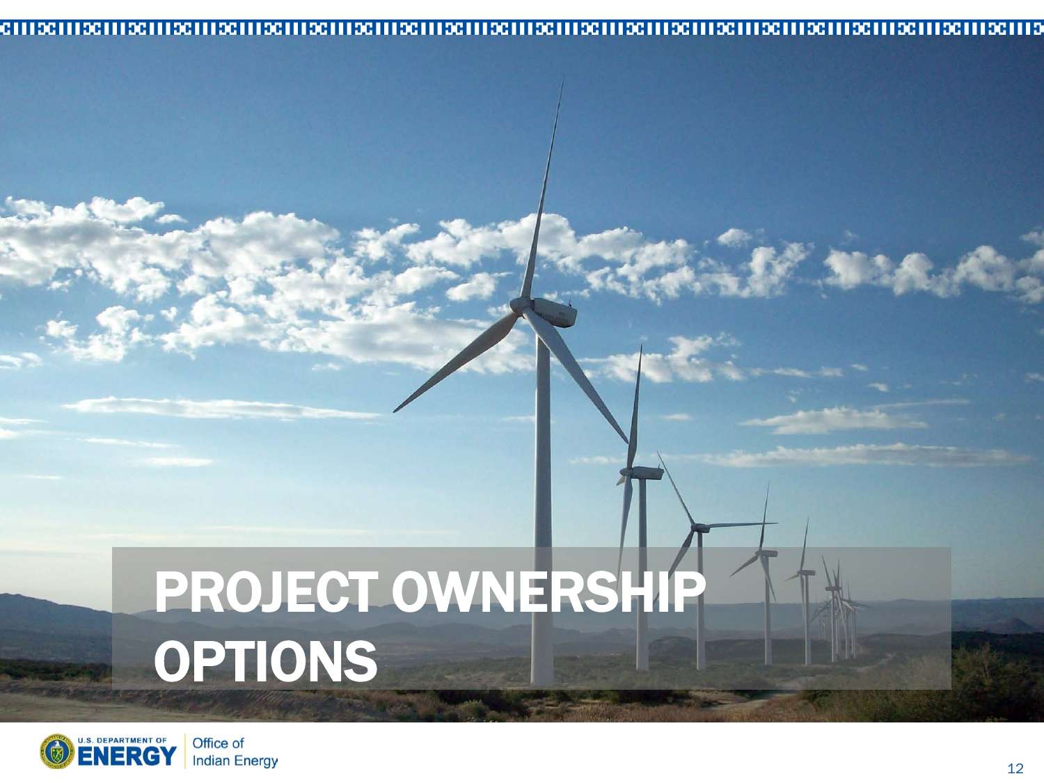# PROJECT OWNERSHIP OPTIONS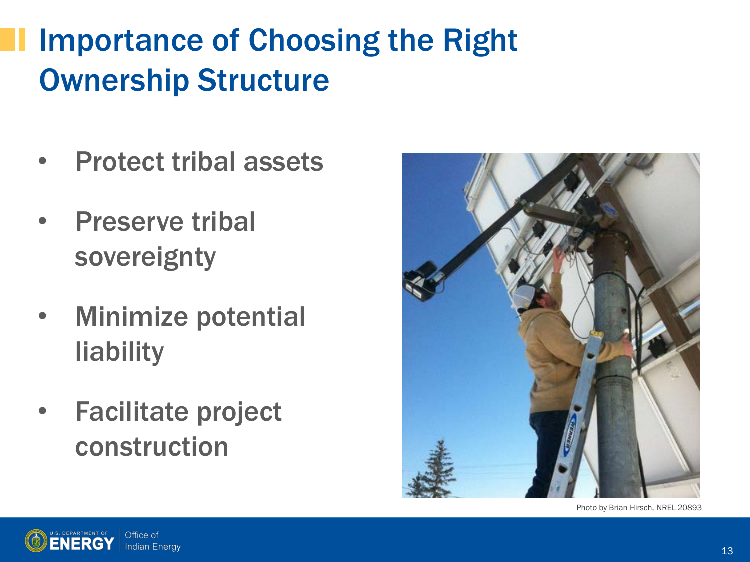# Importance of Choosing the Right Ownership Structure

- Protect tribal assets
- Preserve tribal sovereignty
- Minimize potential liability
- Facilitate project construction

Photo by Brian Hirsch, NREL 20893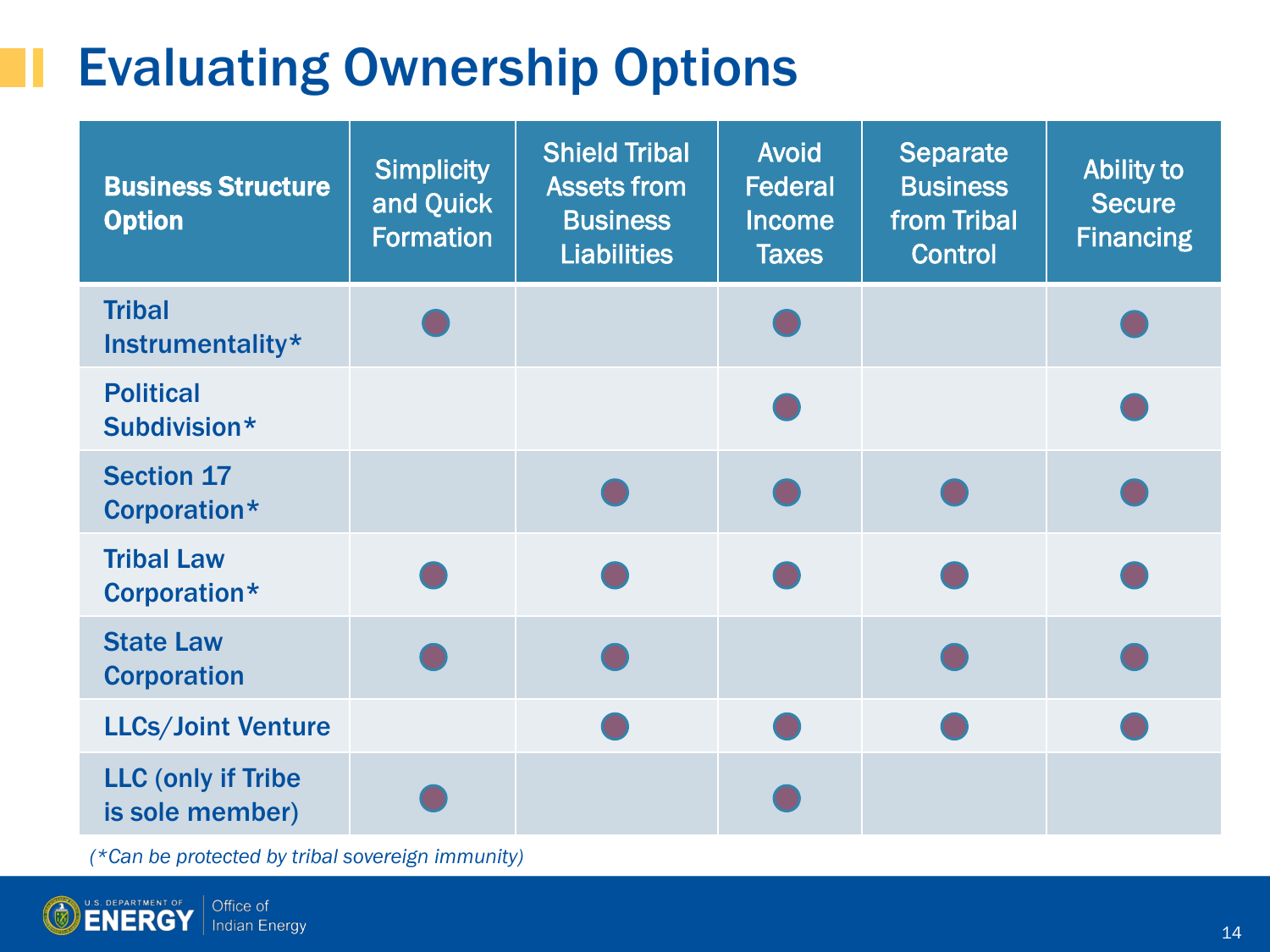# Evaluating Ownership Options

| Business Structure Option | Simplicity and Quick Formation | Shield Tribal Assets from Business Liabilities | Avoid Federal Income Taxes | Separate Business from Tribal Control | Ability to Secure Financing |
|---|---|---|---|---|---|
| Tribal Instrumentality* | ● | | ● | | ● |
| Political Subdivision* | | | ● | | ● |
| Section 17 Corporation* | | ● | ● | ● | ● |
| Tribal Law Corporation* | ● | ● | ● | ● | ● |
| State Law Corporation | ● | ● | | ● | ● |
| LLCs/Joint Venture | | ● | ● | ● | ● |
| LLC (only if Tribe is sole member) | ● | | ● | | |

*(*Can be protected by tribal sovereign immunity)*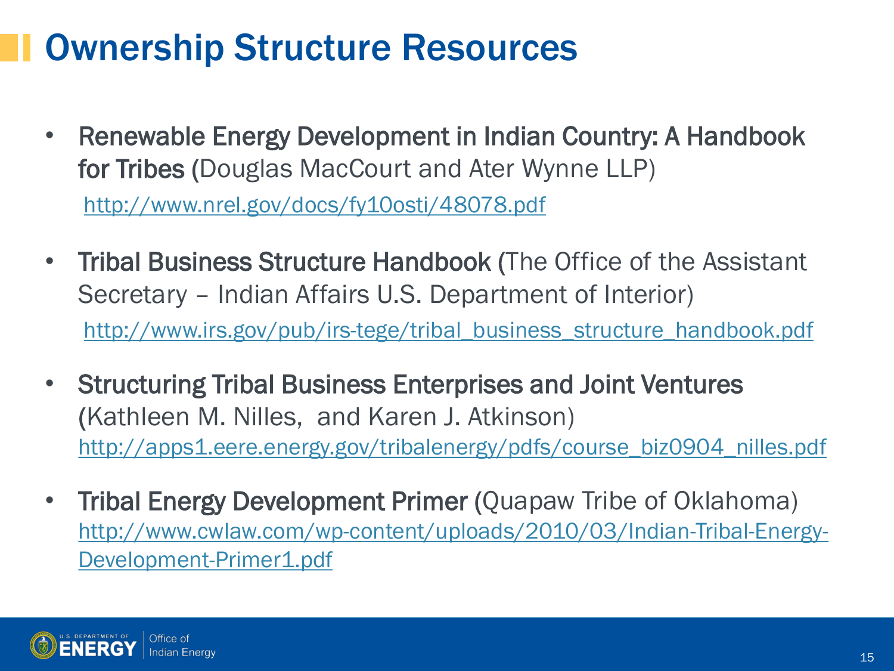# Ownership Structure Resources

- **Renewable Energy Development in Indian Country: A Handbook for Tribes** (Douglas MacCourt and Ater Wynne LLP)
  http://www.nrel.gov/docs/fy10osti/48078.pdf

- **Tribal Business Structure Handbook** (The Office of the Assistant Secretary – Indian Affairs U.S. Department of Interior)
  http://www.irs.gov/pub/irs-tege/tribal_business_structure_handbook.pdf

- **Structuring Tribal Business Enterprises and Joint Ventures** (Kathleen M. Nilles, and Karen J. Atkinson)
  http://apps1.eere.energy.gov/tribalenergy/pdfs/course_biz0904_nilles.pdf

- **Tribal Energy Development Primer** (Quapaw Tribe of Oklahoma)
  http://www.cwlaw.com/wp-content/uploads/2010/03/Indian-Tribal-Energy-Development-Primer1.pdf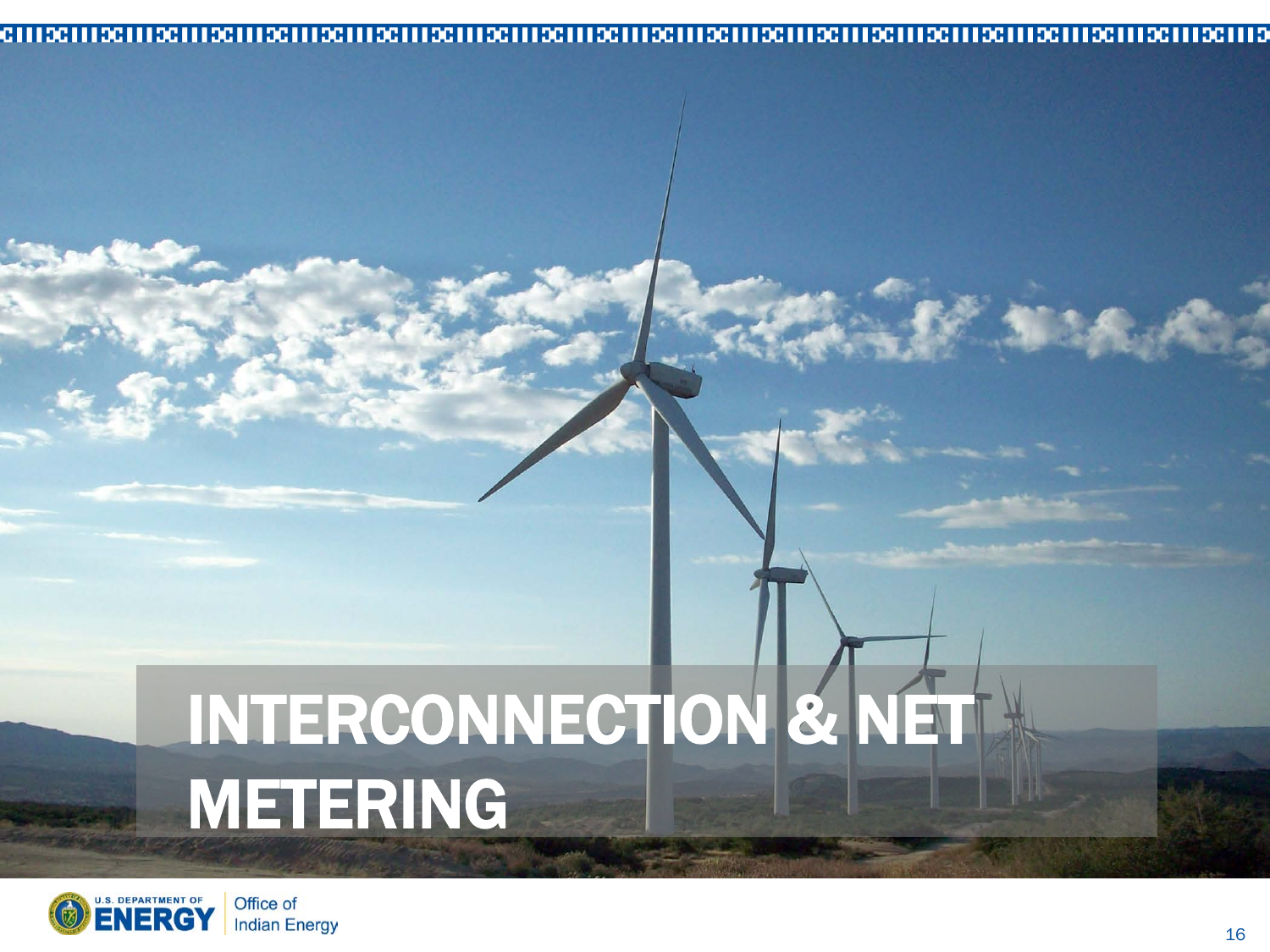# INTERCONNECTION & NET METERING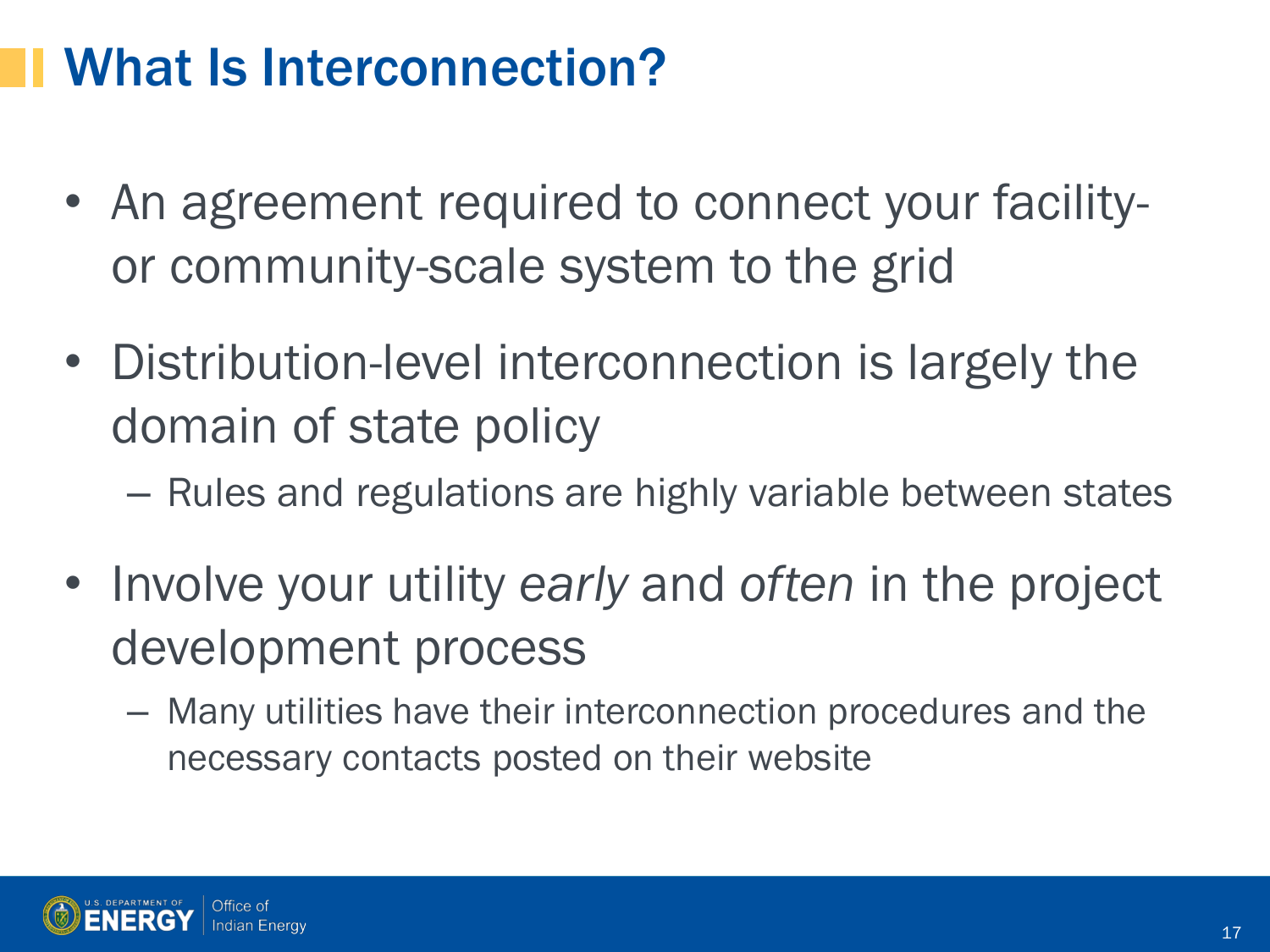# What Is Interconnection?

- An agreement required to connect your facility- or community-scale system to the grid
- Distribution-level interconnection is largely the domain of state policy
  - Rules and regulations are highly variable between states
- Involve your utility *early* and *often* in the project development process
  - Many utilities have their interconnection procedures and the necessary contacts posted on their website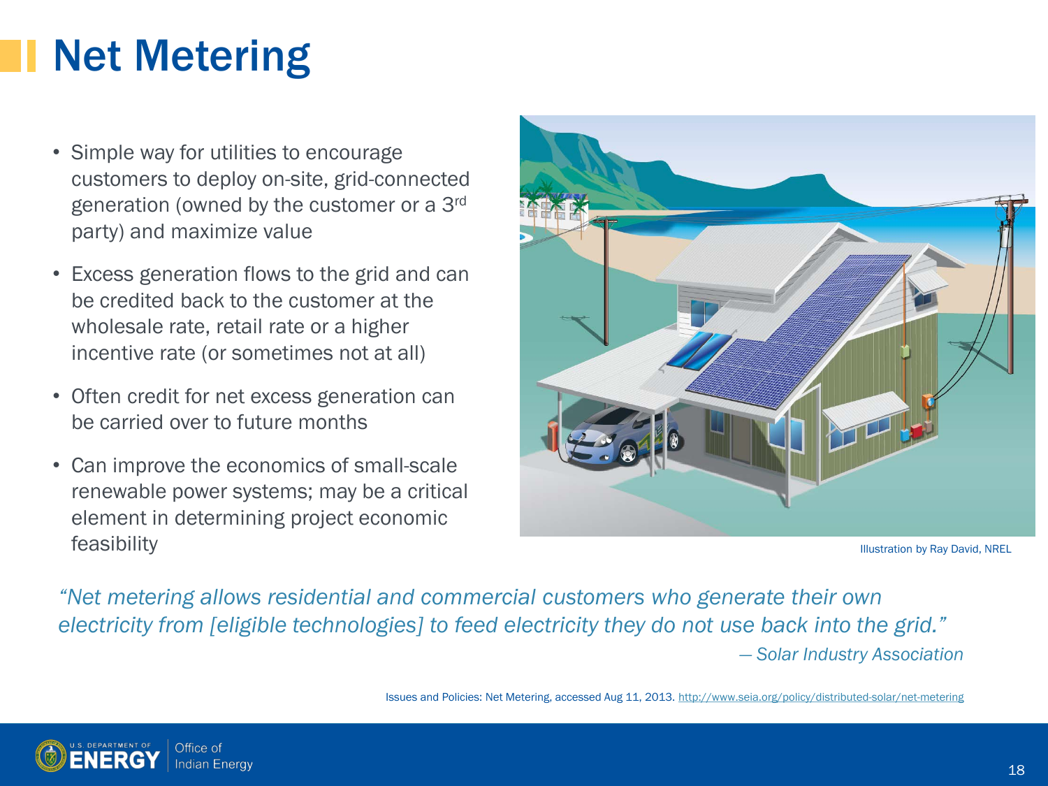# Net Metering

- Simple way for utilities to encourage customers to deploy on-site, grid-connected generation (owned by the customer or a 3rd party) and maximize value
- Excess generation flows to the grid and can be credited back to the customer at the wholesale rate, retail rate or a higher incentive rate (or sometimes not at all)
- Often credit for net excess generation can be carried over to future months
- Can improve the economics of small-scale renewable power systems; may be a critical element in determining project economic feasibility

Illustration by Ray David, NREL

*"Net metering allows residential and commercial customers who generate their own electricity from [eligible technologies] to feed electricity they do not use back into the grid."*

*— Solar Industry Association*

Issues and Policies: Net Metering, accessed Aug 11, 2013. http://www.seia.org/policy/distributed-solar/net-metering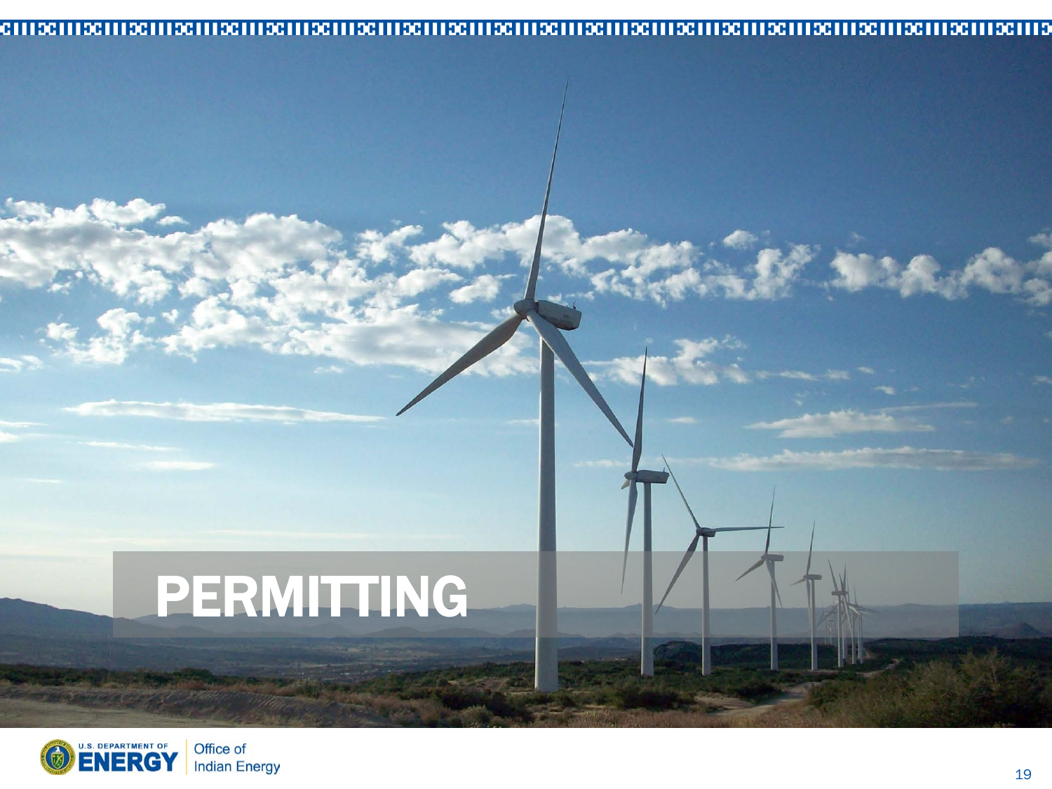# PERMITTING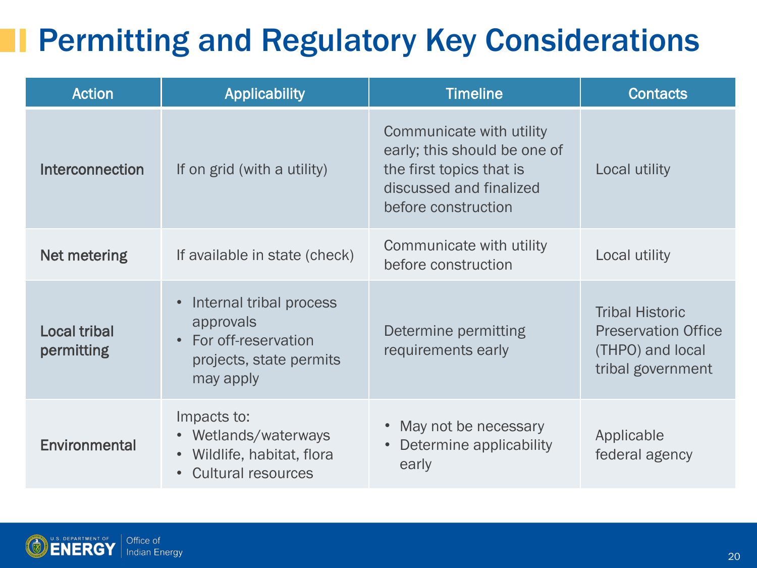# Permitting and Regulatory Key Considerations

| Action | Applicability | Timeline | Contacts |
|---|---|---|---|
| **Interconnection** | If on grid (with a utility) | Communicate with utility early; this should be one of the first topics that is discussed and finalized before construction | Local utility |
| **Net metering** | If available in state (check) | Communicate with utility before construction | Local utility |
| **Local tribal permitting** | • Internal tribal process approvals<br>• For off-reservation projects, state permits may apply | Determine permitting requirements early | Tribal Historic Preservation Office (THPO) and local tribal government |
| **Environmental** | Impacts to:<br>• Wetlands/waterways<br>• Wildlife, habitat, flora<br>• Cultural resources | • May not be necessary<br>• Determine applicability early | Applicable federal agency |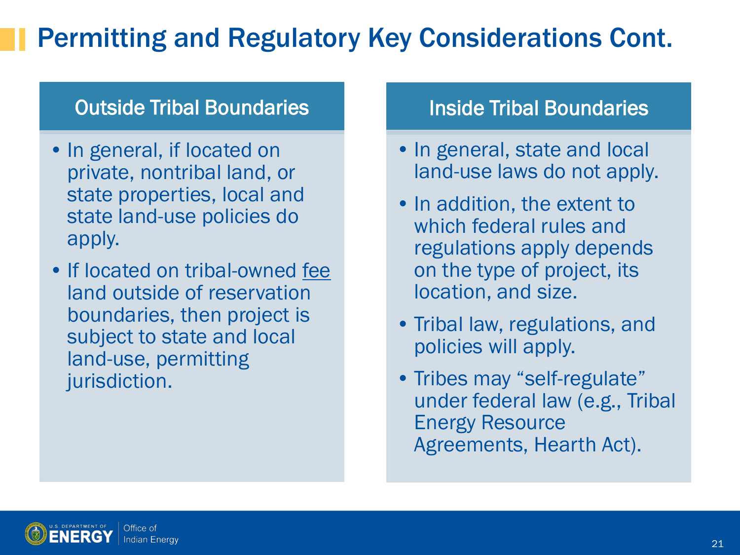# Permitting and Regulatory Key Considerations Cont.

## Outside Tribal Boundaries

- In general, if located on private, nontribal land, or state properties, local and state land-use policies do apply.
- If located on tribal-owned fee land outside of reservation boundaries, then project is subject to state and local land-use, permitting jurisdiction.

## Inside Tribal Boundaries

- In general, state and local land-use laws do not apply.
- In addition, the extent to which federal rules and regulations apply depends on the type of project, its location, and size.
- Tribal law, regulations, and policies will apply.
- Tribes may "self-regulate" under federal law (e.g., Tribal Energy Resource Agreements, Hearth Act).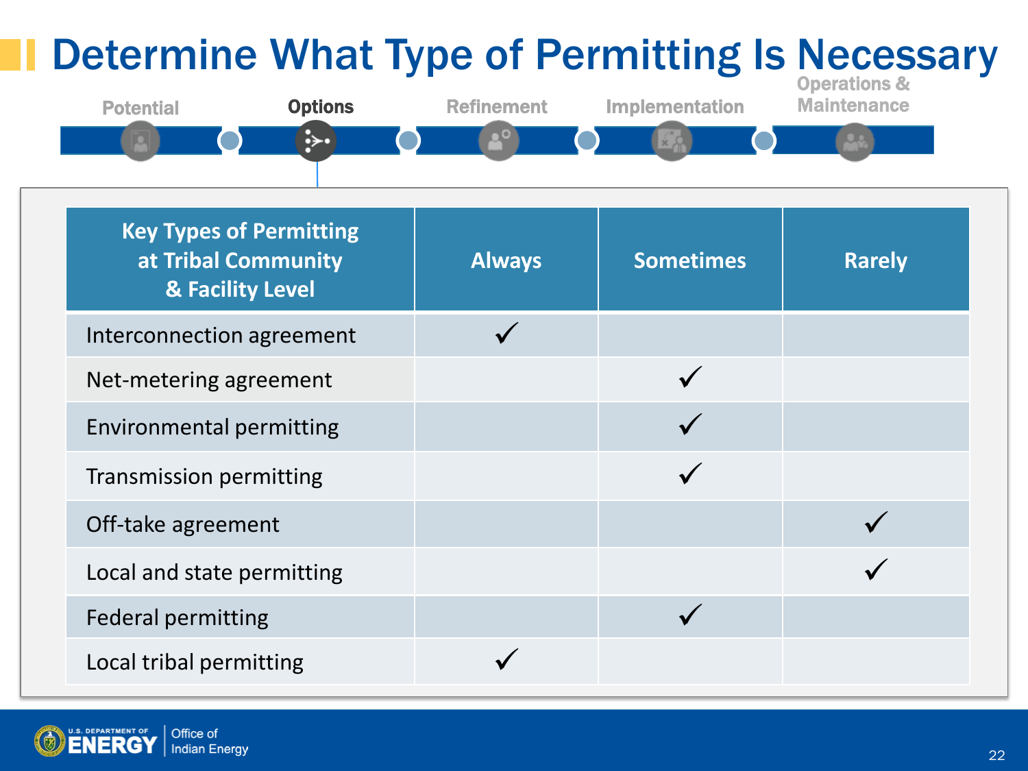# Determine What Type of Permitting Is Necessary

Potential | **Options** | Refinement | Implementation | Operations & Maintenance

| Key Types of Permitting at Tribal Community & Facility Level | Always | Sometimes | Rarely |
|---|---|---|---|
| Interconnection agreement | ✓ | | |
| Net-metering agreement | | ✓ | |
| Environmental permitting | | ✓ | |
| Transmission permitting | | ✓ | |
| Off-take agreement | | | ✓ |
| Local and state permitting | | | ✓ |
| Federal permitting | | ✓ | |
| Local tribal permitting | ✓ | | |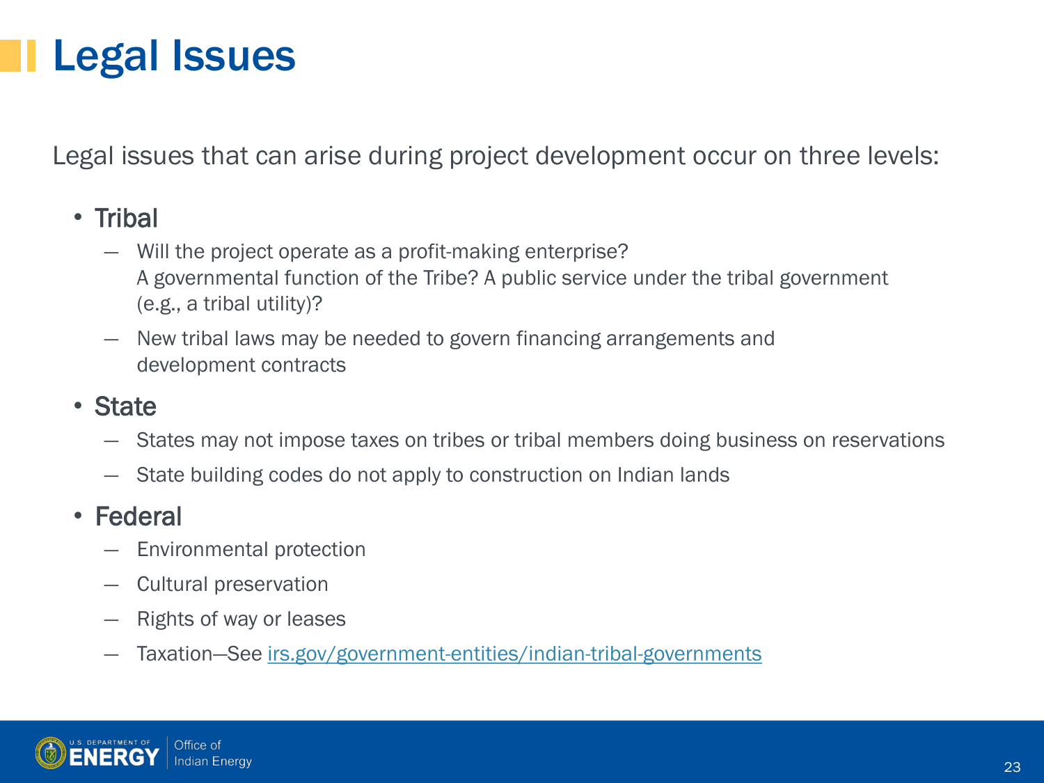# Legal Issues

Legal issues that can arise during project development occur on three levels:

- Tribal
  - Will the project operate as a profit-making enterprise? A governmental function of the Tribe? A public service under the tribal government (e.g., a tribal utility)?
  - New tribal laws may be needed to govern financing arrangements and development contracts
- State
  - States may not impose taxes on tribes or tribal members doing business on reservations
  - State building codes do not apply to construction on Indian lands
- Federal
  - Environmental protection
  - Cultural preservation
  - Rights of way or leases
  - Taxation—See [irs.gov/government-entities/indian-tribal-governments](https://irs.gov/government-entities/indian-tribal-governments)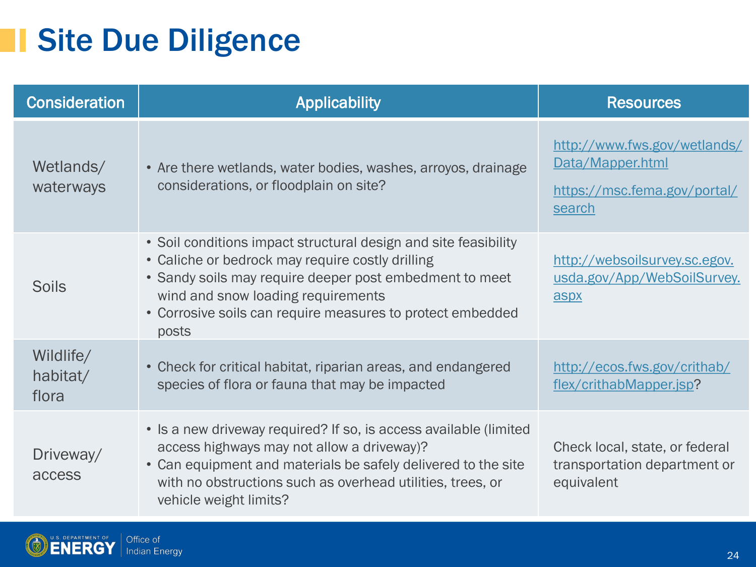# Site Due Diligence

| Consideration | Applicability | Resources |
|---|---|---|
| Wetlands/ waterways | • Are there wetlands, water bodies, washes, arroyos, drainage considerations, or floodplain on site? | http://www.fws.gov/wetlands/Data/Mapper.html <br> https://msc.fema.gov/portal/search |
| Soils | • Soil conditions impact structural design and site feasibility <br> • Caliche or bedrock may require costly drilling <br> • Sandy soils may require deeper post embedment to meet wind and snow loading requirements <br> • Corrosive soils can require measures to protect embedded posts | http://websoilsurvey.sc.egov.usda.gov/App/WebSoilSurvey.aspx |
| Wildlife/ habitat/ flora | • Check for critical habitat, riparian areas, and endangered species of flora or fauna that may be impacted | http://ecos.fws.gov/crithab/flex/crithabMapper.jsp? |
| Driveway/ access | • Is a new driveway required? If so, is access available (limited access highways may not allow a driveway)? <br> • Can equipment and materials be safely delivered to the site with no obstructions such as overhead utilities, trees, or vehicle weight limits? | Check local, state, or federal transportation department or equivalent |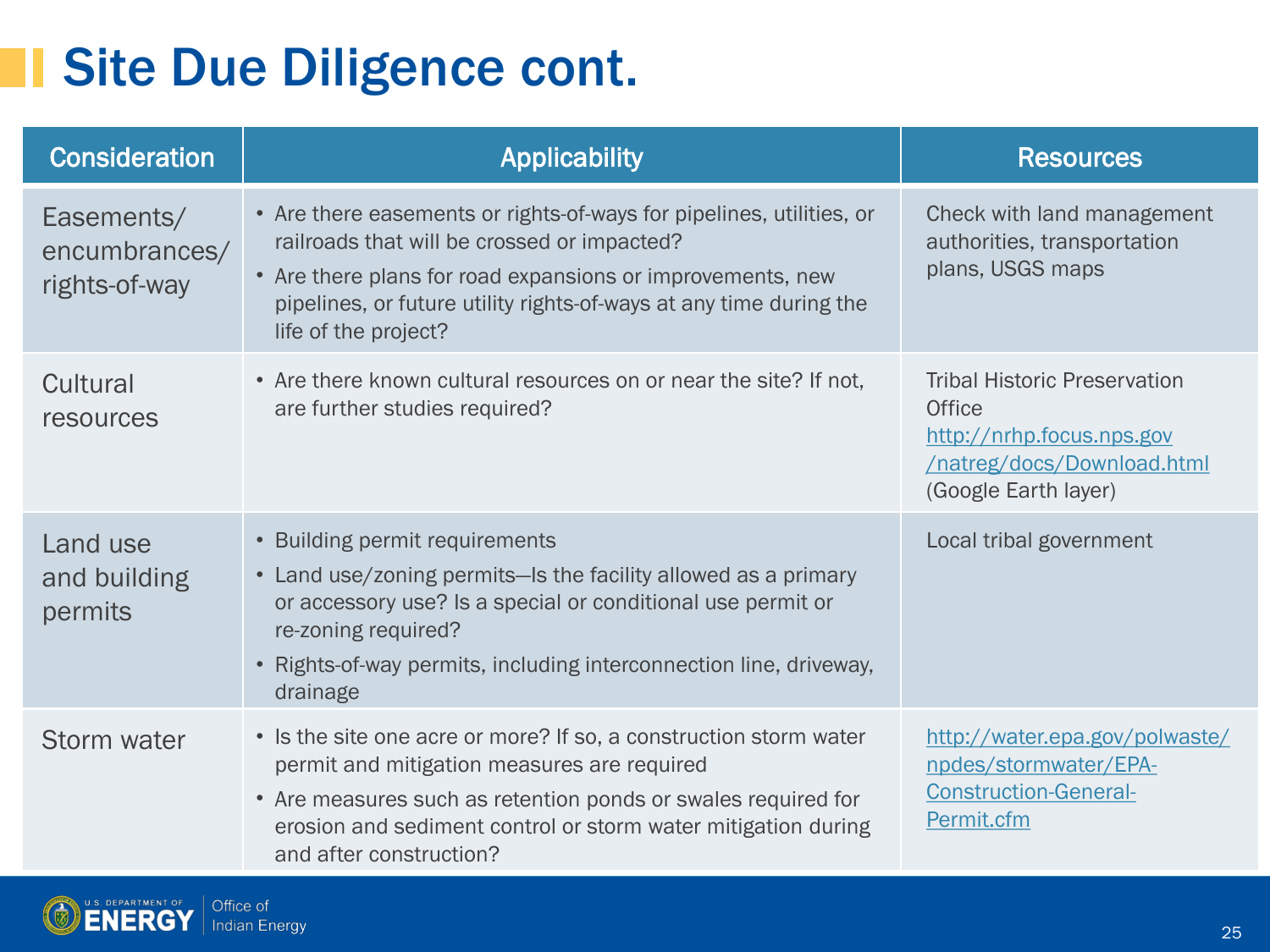# Site Due Diligence cont.

| Consideration | Applicability | Resources |
|---|---|---|
| Easements/ encumbrances/ rights-of-way | • Are there easements or rights-of-ways for pipelines, utilities, or railroads that will be crossed or impacted?<br>• Are there plans for road expansions or improvements, new pipelines, or future utility rights-of-ways at any time during the life of the project? | Check with land management authorities, transportation plans, USGS maps |
| Cultural resources | • Are there known cultural resources on or near the site? If not, are further studies required? | Tribal Historic Preservation Office<br>http://nrhp.focus.nps.gov/natreg/docs/Download.html (Google Earth layer) |
| Land use and building permits | • Building permit requirements<br>• Land use/zoning permits—Is the facility allowed as a primary or accessory use? Is a special or conditional use permit or re-zoning required?<br>• Rights-of-way permits, including interconnection line, driveway, drainage | Local tribal government |
| Storm water | • Is the site one acre or more? If so, a construction storm water permit and mitigation measures are required<br>• Are measures such as retention ponds or swales required for erosion and sediment control or storm water mitigation during and after construction? | http://water.epa.gov/polwaste/npdes/stormwater/EPA-Construction-General-Permit.cfm |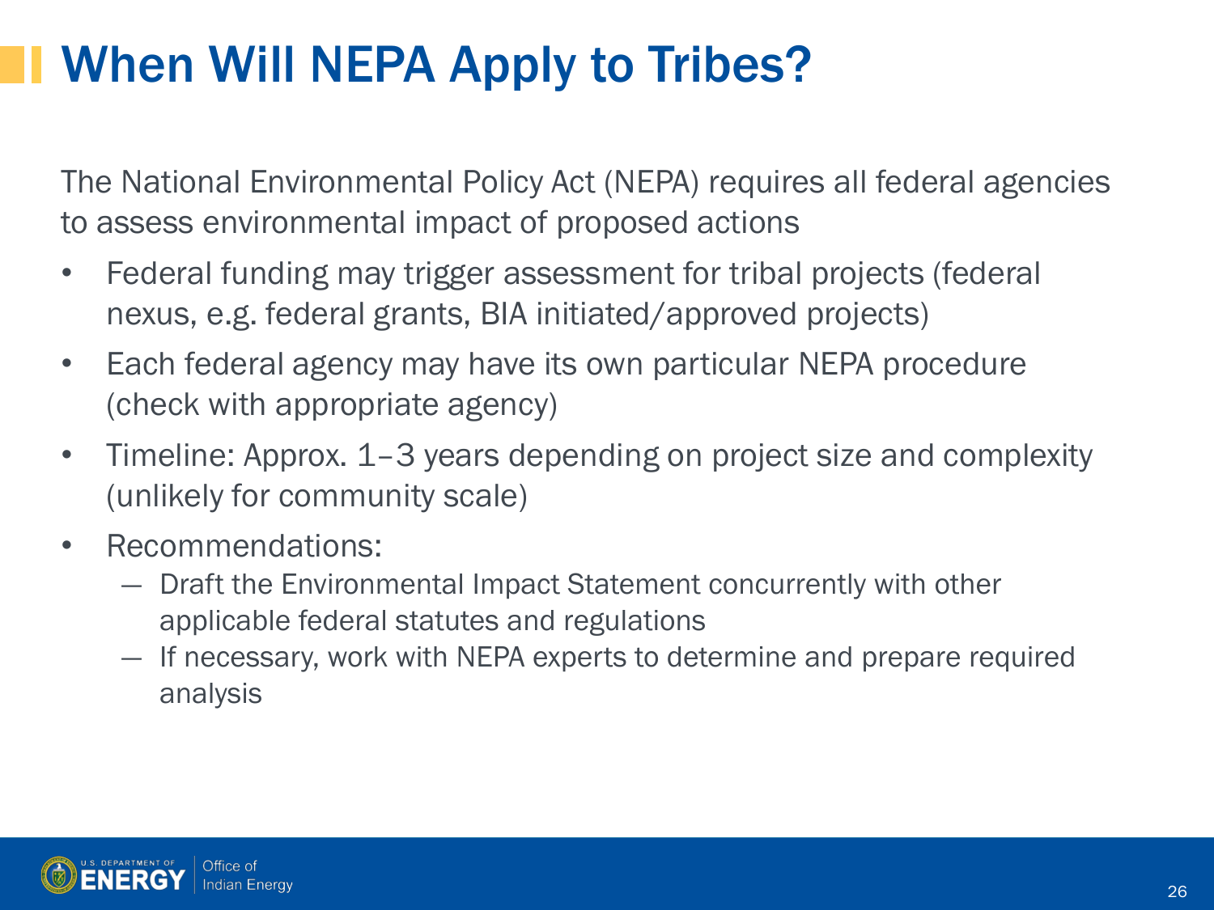# When Will NEPA Apply to Tribes?

The National Environmental Policy Act (NEPA) requires all federal agencies to assess environmental impact of proposed actions

- Federal funding may trigger assessment for tribal projects (federal nexus, e.g. federal grants, BIA initiated/approved projects)
- Each federal agency may have its own particular NEPA procedure (check with appropriate agency)
- Timeline: Approx. 1–3 years depending on project size and complexity (unlikely for community scale)
- Recommendations:
  - Draft the Environmental Impact Statement concurrently with other applicable federal statutes and regulations
  - If necessary, work with NEPA experts to determine and prepare required analysis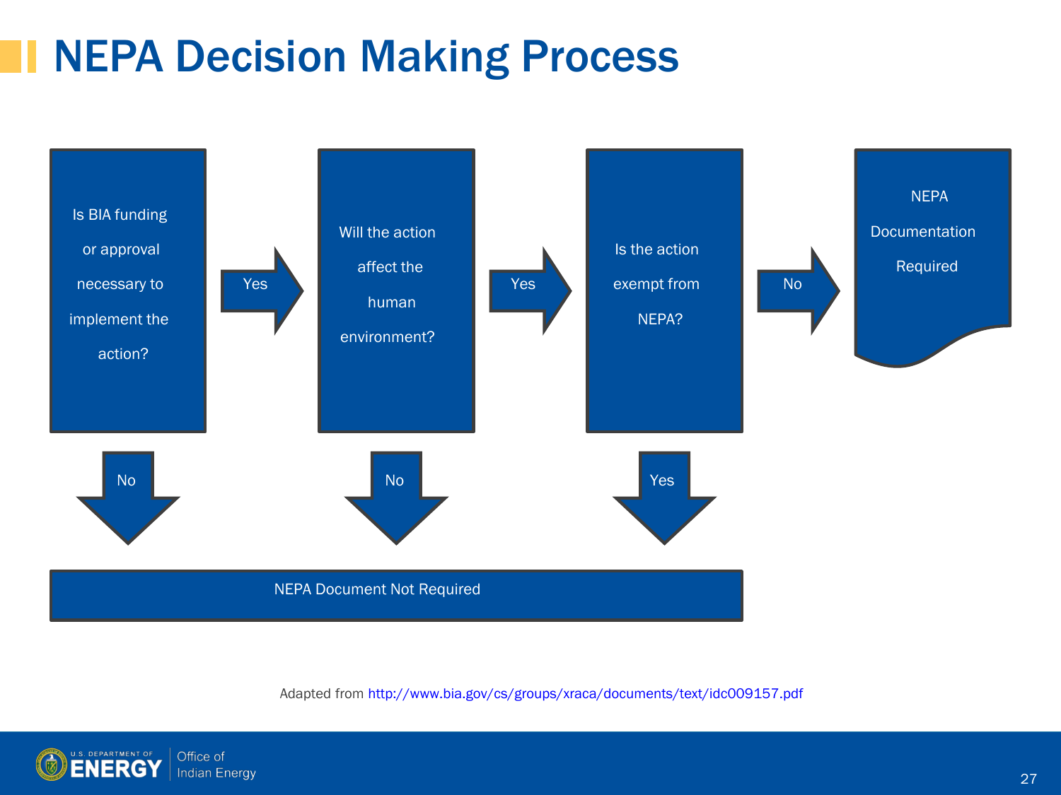# NEPA Decision Making Process

Is BIA funding or approval necessary to implement the action?

- Yes → Will the action affect the human environment?
- No → NEPA Document Not Required

Will the action affect the human environment?

- Yes → Is the action exempt from NEPA?
- No → NEPA Document Not Required

Is the action exempt from NEPA?

- No → NEPA Documentation Required
- Yes → NEPA Document Not Required

Adapted from http://www.bia.gov/cs/groups/xraca/documents/text/idc009157.pdf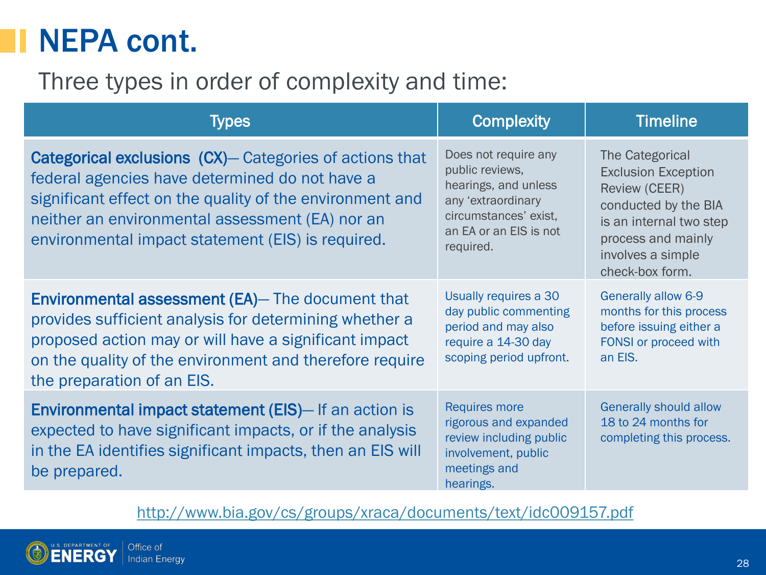# NEPA cont.

Three types in order of complexity and time:

| Types | Complexity | Timeline |
|---|---|---|
| **Categorical exclusions (CX)**— Categories of actions that federal agencies have determined do not have a significant effect on the quality of the environment and neither an environmental assessment (EA) nor an environmental impact statement (EIS) is required. | Does not require any public reviews, hearings, and unless any 'extraordinary circumstances' exist, an EA or an EIS is not required. | The Categorical Exclusion Exception Review (CEER) conducted by the BIA is an internal two step process and mainly involves a simple check-box form. |
| **Environmental assessment (EA)**— The document that provides sufficient analysis for determining whether a proposed action may or will have a significant impact on the quality of the environment and therefore require the preparation of an EIS. | Usually requires a 30 day public commenting period and may also require a 14-30 day scoping period upfront. | Generally allow 6-9 months for this process before issuing either a FONSI or proceed with an EIS. |
| **Environmental impact statement (EIS)**— If an action is expected to have significant impacts, or if the analysis in the EA identifies significant impacts, then an EIS will be prepared. | Requires more rigorous and expanded review including public involvement, public meetings and hearings. | Generally should allow 18 to 24 months for completing this process. |

http://www.bia.gov/cs/groups/xraca/documents/text/idc009157.pdf

U.S. DEPARTMENT OF ENERGY | Office of Indian Energy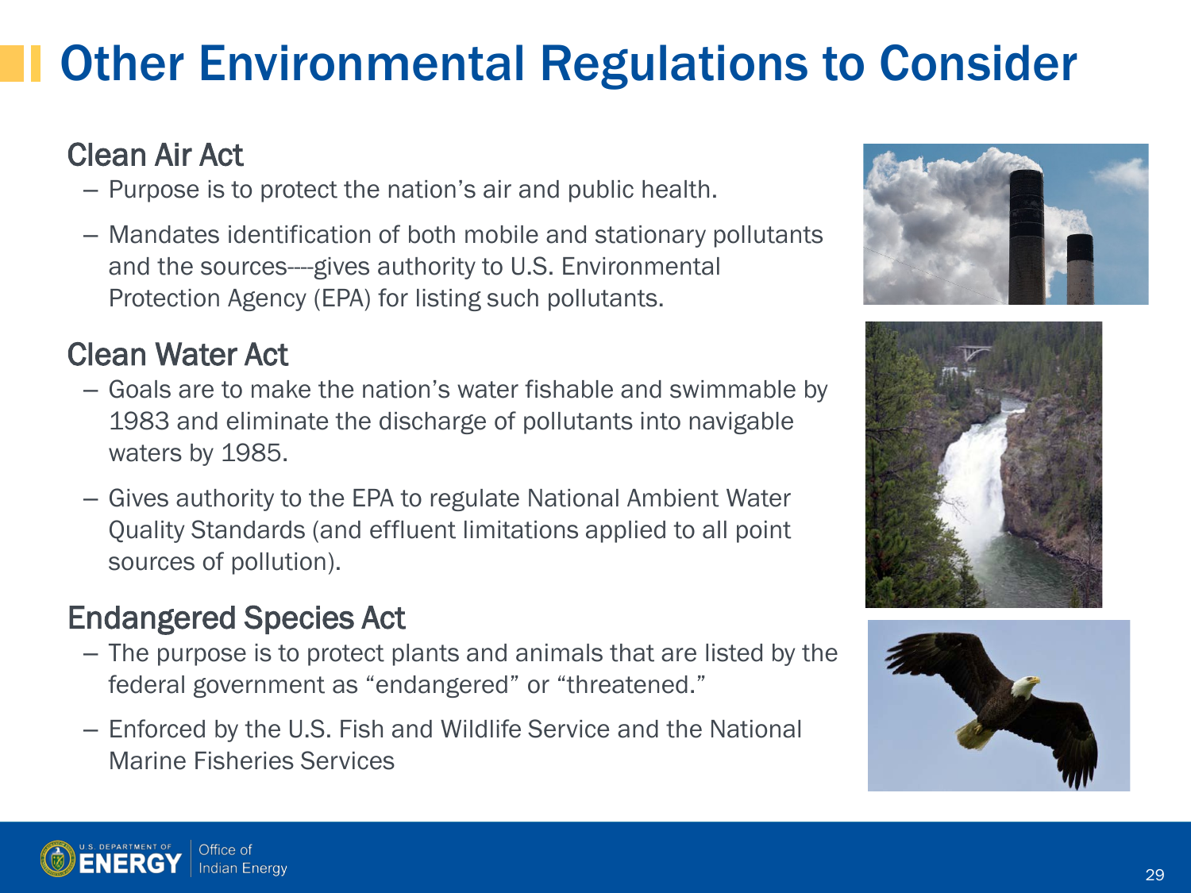# Other Environmental Regulations to Consider

## Clean Air Act

- Purpose is to protect the nation's air and public health.
- Mandates identification of both mobile and stationary pollutants and the sources----gives authority to U.S. Environmental Protection Agency (EPA) for listing such pollutants.

## Clean Water Act

- Goals are to make the nation's water fishable and swimmable by 1983 and eliminate the discharge of pollutants into navigable waters by 1985.
- Gives authority to the EPA to regulate National Ambient Water Quality Standards (and effluent limitations applied to all point sources of pollution).

## Endangered Species Act

- The purpose is to protect plants and animals that are listed by the federal government as "endangered" or "threatened."
- Enforced by the U.S. Fish and Wildlife Service and the National Marine Fisheries Services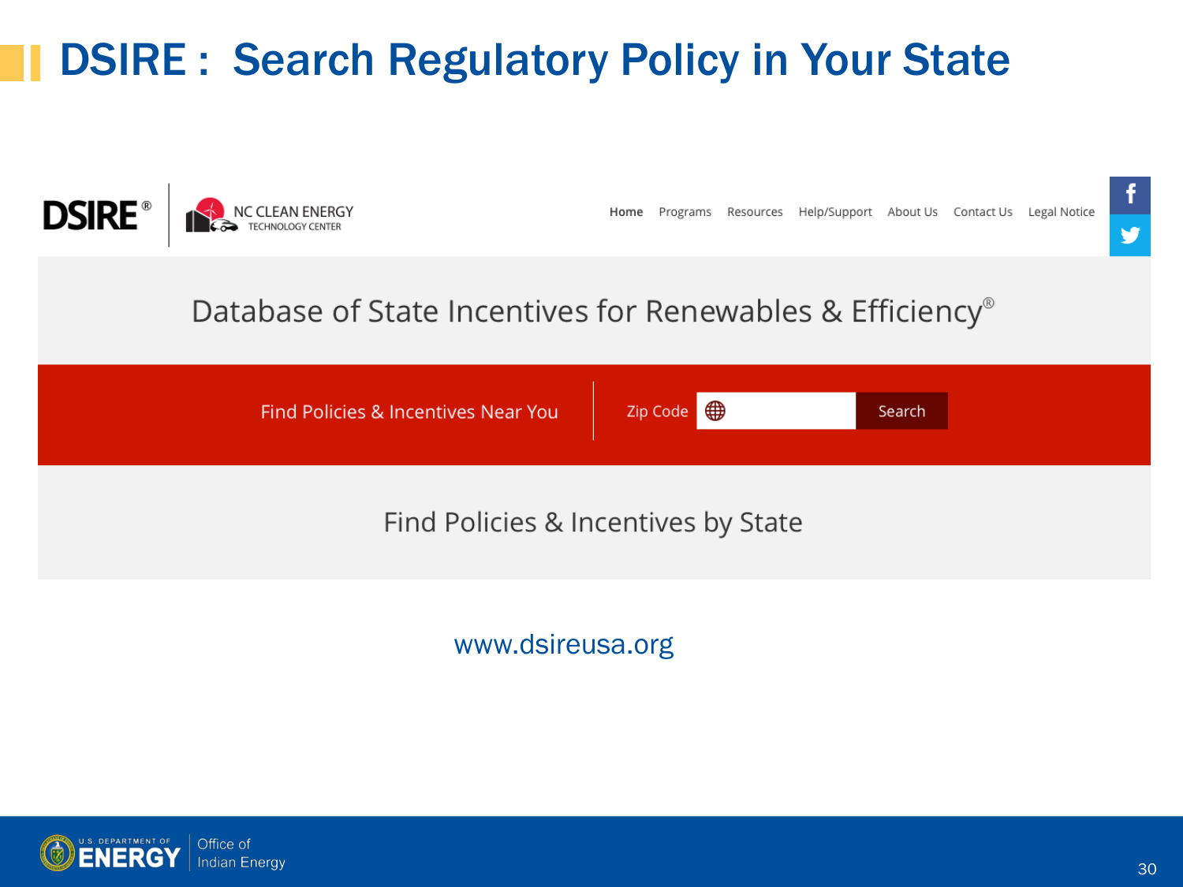# DSIRE : Search Regulatory Policy in Your State

DSIRE® | NC CLEAN ENERGY TECHNOLOGY CENTER

Home Programs Resources Help/Support About Us Contact Us Legal Notice

Database of State Incentives for Renewables & Efficiency®

Find Policies & Incentives Near You | Zip Code | Search

Find Policies & Incentives by State

www.dsireusa.org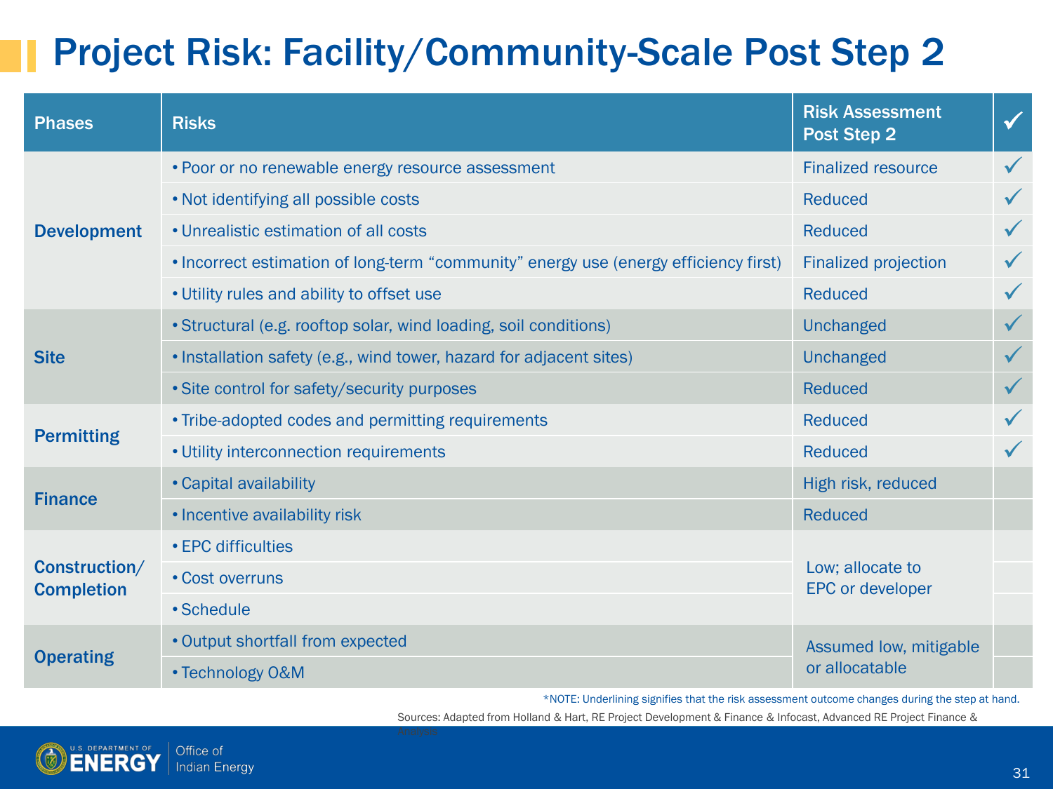# Project Risk: Facility/Community-Scale Post Step 2

| Phases | Risks | Risk Assessment Post Step 2 | ✓ |
|---|---|---|---|
| Development | • Poor or no renewable energy resource assessment | Finalized resource | ✓ |
| | • Not identifying all possible costs | Reduced | ✓ |
| | • Unrealistic estimation of all costs | Reduced | ✓ |
| | • Incorrect estimation of long-term “community” energy use (energy efficiency first) | Finalized projection | ✓ |
| | • Utility rules and ability to offset use | Reduced | ✓ |
| Site | • Structural (e.g. rooftop solar, wind loading, soil conditions) | Unchanged | ✓ |
| | • Installation safety (e.g., wind tower, hazard for adjacent sites) | Unchanged | ✓ |
| | • Site control for safety/security purposes | Reduced | ✓ |
| Permitting | • Tribe-adopted codes and permitting requirements | Reduced | ✓ |
| | • Utility interconnection requirements | Reduced | ✓ |
| Finance | • Capital availability | High risk, reduced | |
| | • Incentive availability risk | Reduced | |
| Construction/ Completion | • EPC difficulties | Low; allocate to EPC or developer | |
| | • Cost overruns | | |
| | • Schedule | | |
| Operating | • Output shortfall from expected | Assumed low, mitigable or allocatable | |
| | • Technology O&M | | |

*NOTE: Underlining signifies that the risk assessment outcome changes during the step at hand.

Sources: Adapted from Holland & Hart, RE Project Development & Finance & Infocast, Advanced RE Project Finance & Analysis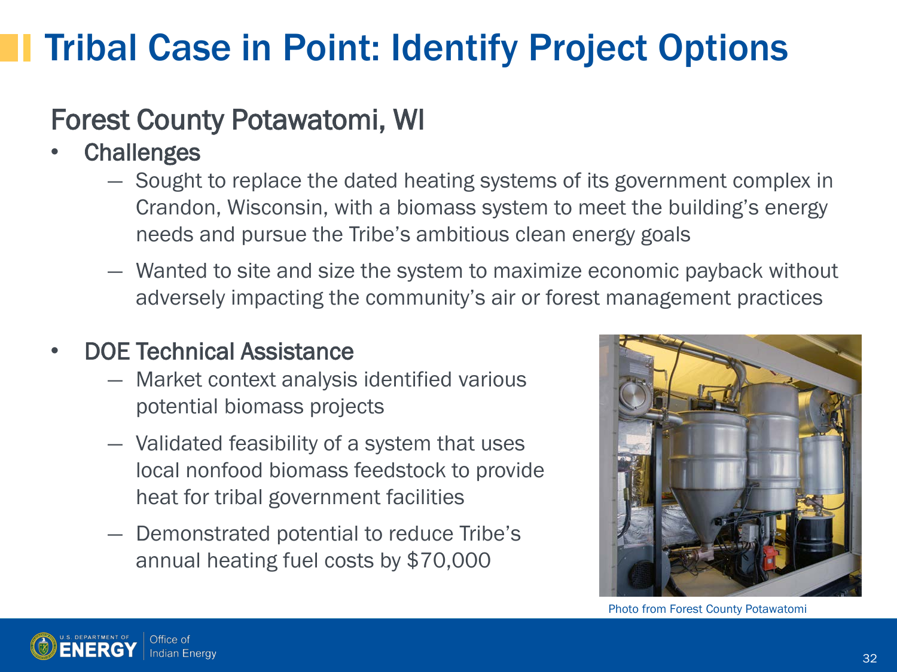# Tribal Case in Point: Identify Project Options

## Forest County Potawatomi, WI

- Challenges
  - Sought to replace the dated heating systems of its government complex in Crandon, Wisconsin, with a biomass system to meet the building's energy needs and pursue the Tribe's ambitious clean energy goals
  - Wanted to site and size the system to maximize economic payback without adversely impacting the community's air or forest management practices
- DOE Technical Assistance
  - Market context analysis identified various potential biomass projects
  - Validated feasibility of a system that uses local nonfood biomass feedstock to provide heat for tribal government facilities
  - Demonstrated potential to reduce Tribe's annual heating fuel costs by $70,000

Photo from Forest County Potawatomi